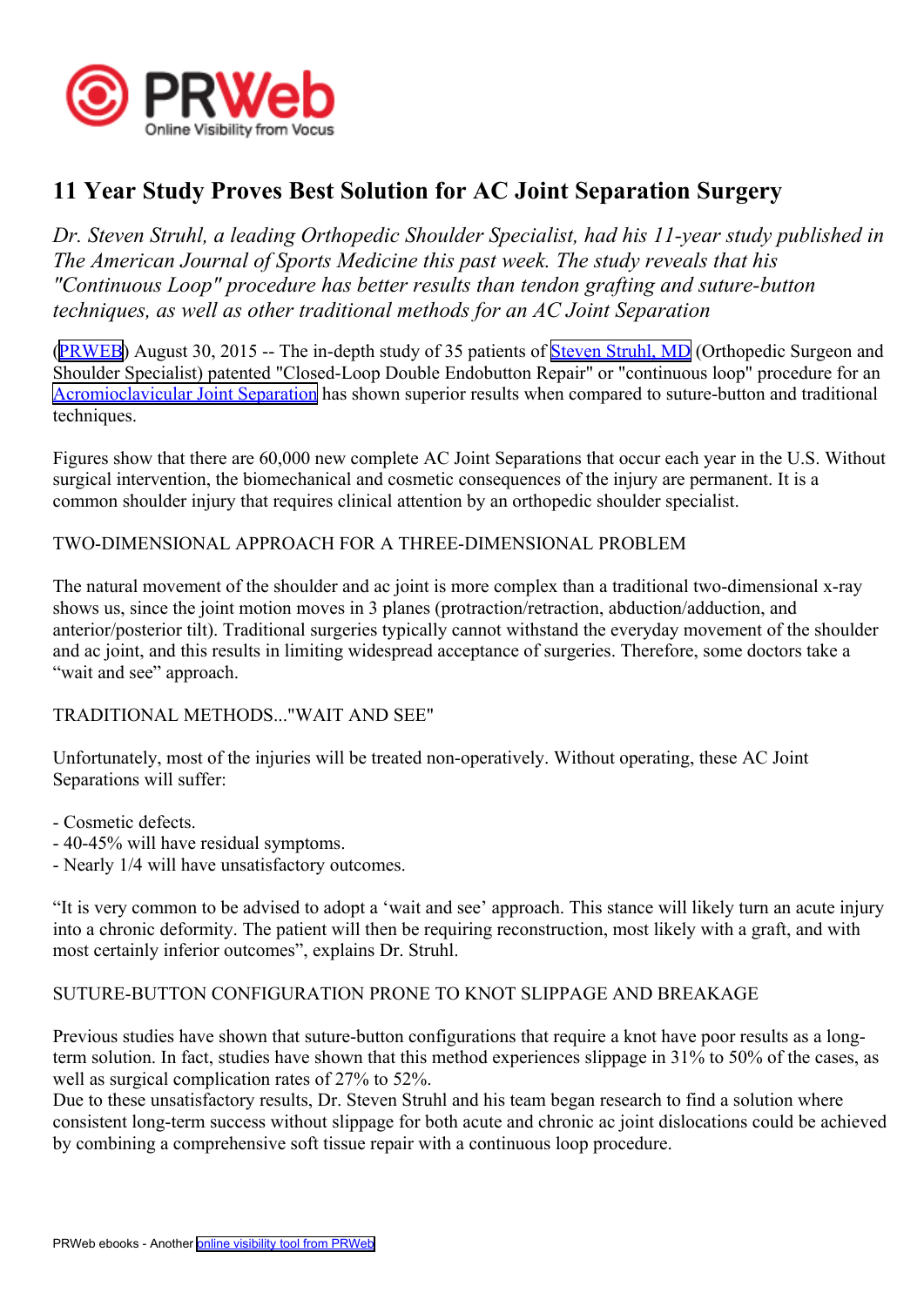# 11 Year Study Proves Best Solution for AC Joint Separation Surgery

*Dr. Steven Struhl, a leading Orthopedic Shoulder Specialist, had his 11-year study published in The American Journal of Sports Medicine this past week. The study reveals that his "Continuous Loop" procedure has better results than tendon grafting and suture-button techniques, as well as other traditional methods for an AC Joint Separation*

(PRWEB) August 30, 2015 -- The in-depth study of 35 patients of Steven Struhl, MD (Orthopedic Surgeon and Shoulder Specialist) patented "Closed-Loop Double Endobutton Repair" or "continuous loop" procedure for an Acromioclavicular Joint Separation has shown superior results when compared to suture-button and traditional techniques.

Figures show that there are 60,000 new complete AC Joint Separations that occur each year in the U.S. Without surgical intervention, the biomechanical and cosmetic consequences of the injury are permanent. It is a common shoulder injury that requires clinical attention by an orthopedic shoulder specialist.

TWO-DIMENSIONAL APPROACH FOR A THREE-DIMENSIONAL PROBLEM

The natural movement of the shoulder and ac joint is more complex than a traditional two-dimensional x-ray shows us, since the joint motion moves in 3 planes (protraction/retraction, abduction/adduction, and anterior/posterior tilt). Traditional surgeries typically cannot withstand the everyday movement of the shoulder and ac joint, and this results in limiting widespread acceptance of surgeries. Therefore, some doctors take a “wait and see” approach.

TRADITIONAL METHODS..."WAIT AND SEE"

Unfortunately, most of the injuries will be treated non-operatively. Without operating, these AC Joint Separations will suffer:

- Cosmetic defects.
- 40-45% will have residual symptoms.
- Nearly 1/4 will have unsatisfactory outcomes.

“It is very common to be advised to adopt a ‘wait and see’ approach. This stance will likely turn an acute injury into a chronic deformity. The patient will then be requiring reconstruction, most likely with a graft, and with most certainly inferior outcomes”, explains Dr. Struhl.

SUTURE-BUTTON CONFIGURATION PRONE TO KNOT SLIPPAGE AND BREAKAGE

Previous studies have shown that suture-button configurations that require a knot have poor results as a long-term solution. In fact, studies have shown that this method experiences slippage in 31% to 50% of the cases, as well as surgical complication rates of 27% to 52%.
Due to these unsatisfactory results, Dr. Steven Struhl and his team began research to find a solution where consistent long-term success without slippage for both acute and chronic ac joint dislocations could be achieved by combining a comprehensive soft tissue repair with a continuous loop procedure.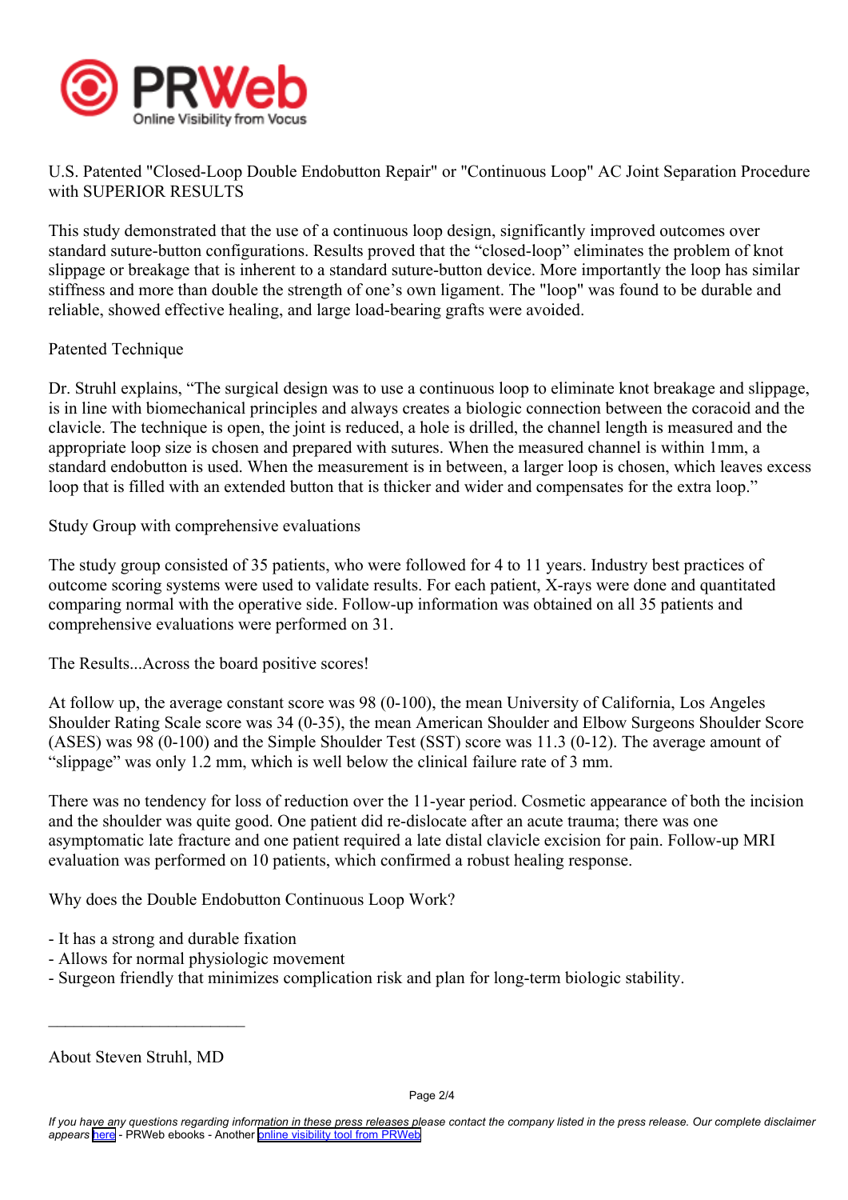U.S. Patented "Closed-Loop Double Endobutton Repair" or "Continuous Loop" AC Joint Separation Procedure with SUPERIOR RESULTS

This study demonstrated that the use of a continuous loop design, significantly improved outcomes over standard suture-button configurations. Results proved that the “closed-loop” eliminates the problem of knot slippage or breakage that is inherent to a standard suture-button device. More importantly the loop has similar stiffness and more than double the strength of one’s own ligament. The "loop" was found to be durable and reliable, showed effective healing, and large load-bearing grafts were avoided.

## Patented Technique

Dr. Struhl explains, “The surgical design was to use a continuous loop to eliminate knot breakage and slippage, is in line with biomechanical principles and always creates a biologic connection between the coracoid and the clavicle. The technique is open, the joint is reduced, a hole is drilled, the channel length is measured and the appropriate loop size is chosen and prepared with sutures. When the measured channel is within 1mm, a standard endobutton is used. When the measurement is in between, a larger loop is chosen, which leaves excess loop that is filled with an extended button that is thicker and wider and compensates for the extra loop.”

## Study Group with comprehensive evaluations

The study group consisted of 35 patients, who were followed for 4 to 11 years. Industry best practices of outcome scoring systems were used to validate results. For each patient, X-rays were done and quantitated comparing normal with the operative side. Follow-up information was obtained on all 35 patients and comprehensive evaluations were performed on 31.

## The Results...Across the board positive scores!

At follow up, the average constant score was 98 (0-100), the mean University of California, Los Angeles Shoulder Rating Scale score was 34 (0-35), the mean American Shoulder and Elbow Surgeons Shoulder Score (ASES) was 98 (0-100) and the Simple Shoulder Test (SST) score was 11.3 (0-12). The average amount of “slippage” was only 1.2 mm, which is well below the clinical failure rate of 3 mm.

There was no tendency for loss of reduction over the 11-year period. Cosmetic appearance of both the incision and the shoulder was quite good. One patient did re-dislocate after an acute trauma; there was one asymptomatic late fracture and one patient required a late distal clavicle excision for pain. Follow-up MRI evaluation was performed on 10 patients, which confirmed a robust healing response.

## Why does the Double Endobutton Continuous Loop Work?

- It has a strong and durable fixation
- Allows for normal physiologic movement
- Surgeon friendly that minimizes complication risk and plan for long-term biologic stability.

---

## About Steven Struhl, MD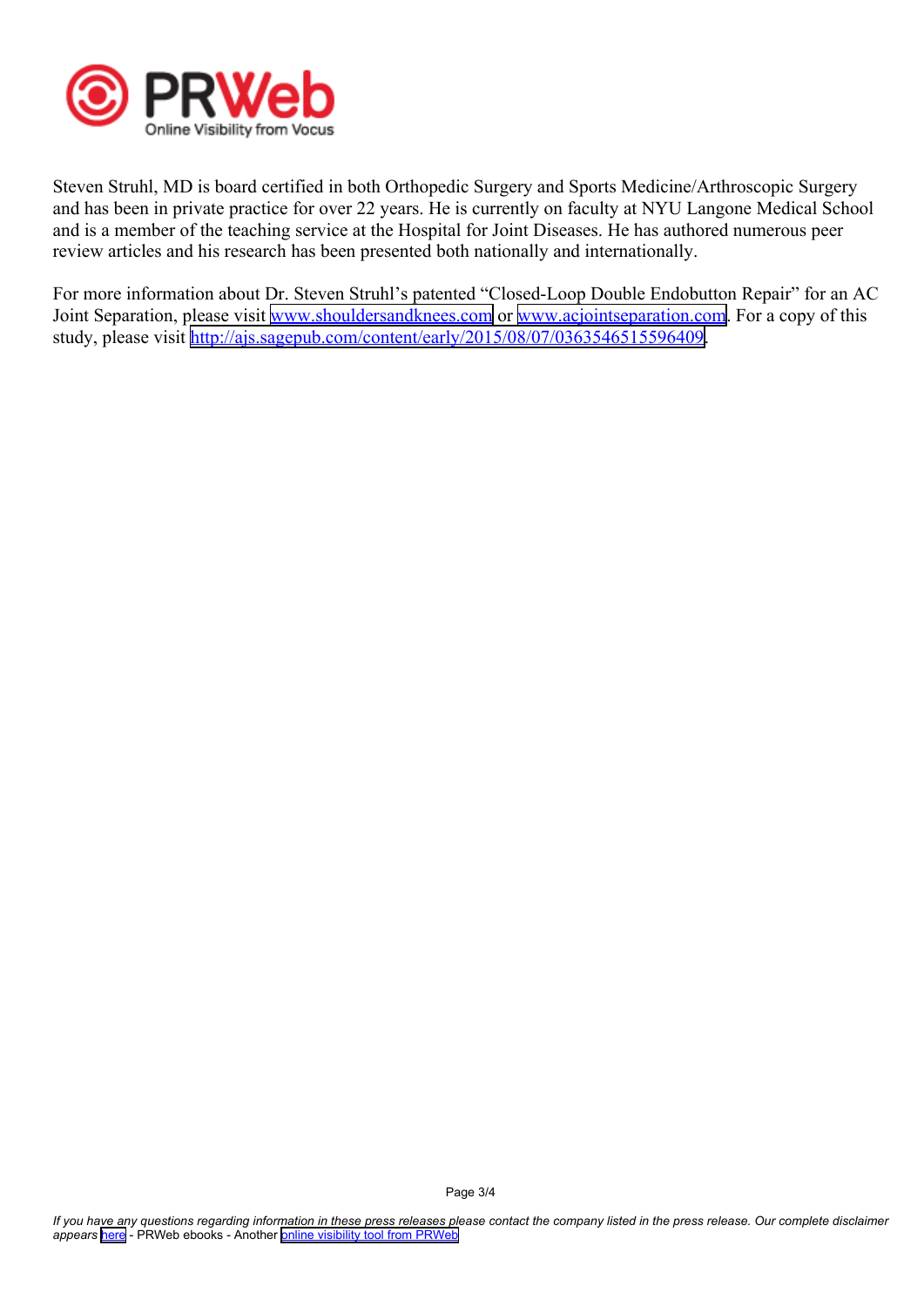Steven Struhl, MD is board certified in both Orthopedic Surgery and Sports Medicine/Arthroscopic Surgery and has been in private practice for over 22 years. He is currently on faculty at NYU Langone Medical School and is a member of the teaching service at the Hospital for Joint Diseases. He has authored numerous peer review articles and his research has been presented both nationally and internationally.

For more information about Dr. Steven Struhl's patented "Closed-Loop Double Endobutton Repair" for an AC Joint Separation, please visit [www.shouldersandknees.com](http://www.shouldersandknees.com) or [www.acjointseparation.com](http://www.acjointseparation.com). For a copy of this study, please visit [http://ajs.sagepub.com/content/early/2015/08/07/0363546515596409](http://ajs.sagepub.com/content/early/2015/08/07/0363546515596409).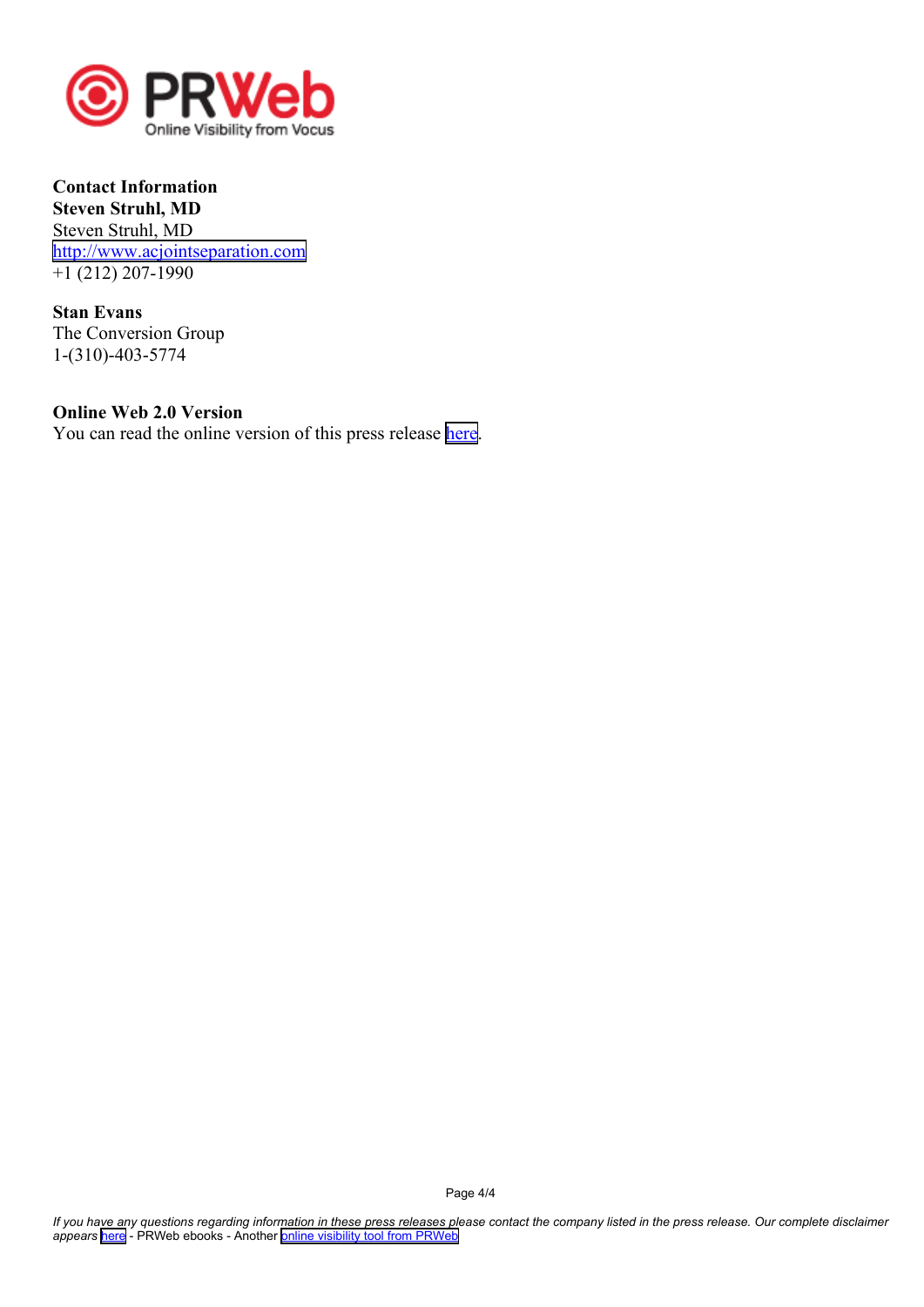**Contact Information**
**Steven Struhl, MD**
Steven Struhl, MD
http://www.acjointseparation.com
+1 (212) 207-1990

**Stan Evans**
The Conversion Group
1-(310)-403-5774

**Online Web 2.0 Version**
You can read the online version of this press release here.

*If you have any questions regarding information in these press releases please contact the company listed in the press release. Our complete disclaimer appears* here - PRWeb ebooks - Another online visibility tool from PRWeb